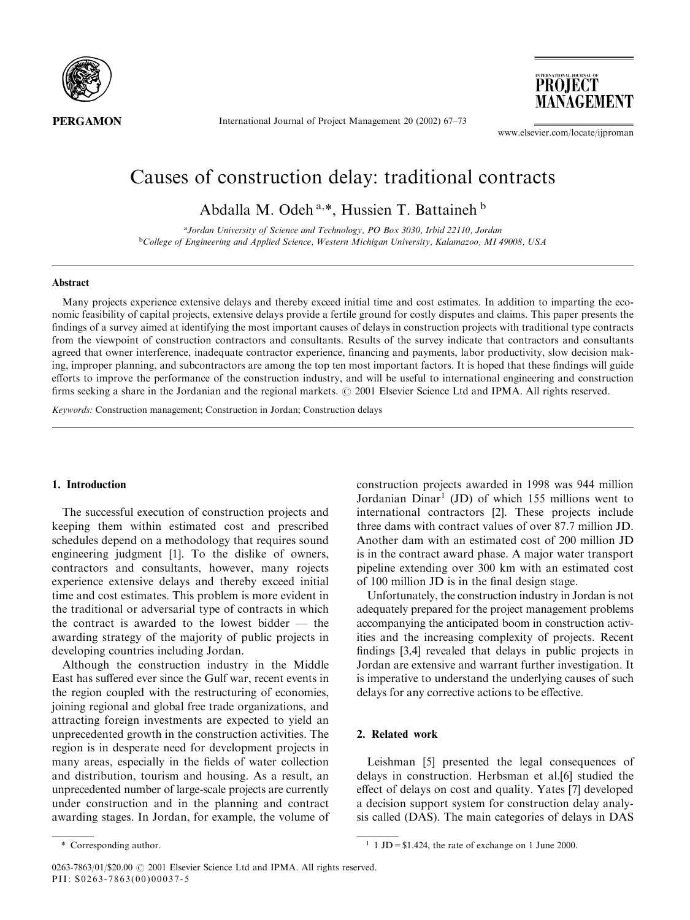# Causes of construction delay: traditional contracts

Abdalla M. Odeh [a,*], Hussien T. Battaineh [b]

[a] Jordan University of Science and Technology, PO Box 3030, Irbid 22110, Jordan

[b] College of Engineering and Applied Science, Western Michigan University, Kalamazoo, MI 49008, USA

## Abstract

Many projects experience extensive delays and thereby exceed initial time and cost estimates. In addition to imparting the economic feasibility of capital projects, extensive delays provide a fertile ground for costly disputes and claims. This paper presents the findings of a survey aimed at identifying the most important causes of delays in construction projects with traditional type contracts from the viewpoint of construction contractors and consultants. Results of the survey indicate that contractors and consultants agreed that owner interference, inadequate contractor experience, financing and payments, labor productivity, slow decision making, improper planning, and subcontractors are among the top ten most important factors. It is hoped that these findings will guide efforts to improve the performance of the construction industry, and will be useful to international engineering and construction firms seeking a share in the Jordanian and the regional markets. © 2001 Elsevier Science Ltd and IPMA. All rights reserved.

*Keywords:* Construction management; Construction in Jordan; Construction delays

## 1. Introduction

The successful execution of construction projects and keeping them within estimated cost and prescribed schedules depend on a methodology that requires sound engineering judgment [1]. To the dislike of owners, contractors and consultants, however, many rojects experience extensive delays and thereby exceed initial time and cost estimates. This problem is more evident in the traditional or adversarial type of contracts in which the contract is awarded to the lowest bidder — the awarding strategy of the majority of public projects in developing countries including Jordan.

Although the construction industry in the Middle East has suffered ever since the Gulf war, recent events in the region coupled with the restructuring of economies, joining regional and global free trade organizations, and attracting foreign investments are expected to yield an unprecedented growth in the construction activities. The region is in desperate need for development projects in many areas, especially in the fields of water collection and distribution, tourism and housing. As a result, an unprecedented number of large-scale projects are currently under construction and in the planning and contract awarding stages. In Jordan, for example, the volume of construction projects awarded in 1998 was 944 million Jordanian Dinar[1] (JD) of which 155 millions went to international contractors [2]. These projects include three dams with contract values of over 87.7 million JD. Another dam with an estimated cost of 200 million JD is in the contract award phase. A major water transport pipeline extending over 300 km with an estimated cost of 100 million JD is in the final design stage.

Unfortunately, the construction industry in Jordan is not adequately prepared for the project management problems accompanying the anticipated boom in construction activities and the increasing complexity of projects. Recent findings [3,4] revealed that delays in public projects in Jordan are extensive and warrant further investigation. It is imperative to understand the underlying causes of such delays for any corrective actions to be effective.

## 2. Related work

Leishman [5] presented the legal consequences of delays in construction. Herbsman et al.[6] studied the effect of delays on cost and quality. Yates [7] developed a decision support system for construction delay analysis called (DAS). The main categories of delays in DAS

\* Corresponding author.

[1] 1 JD = $1.424, the rate of exchange on 1 June 2000.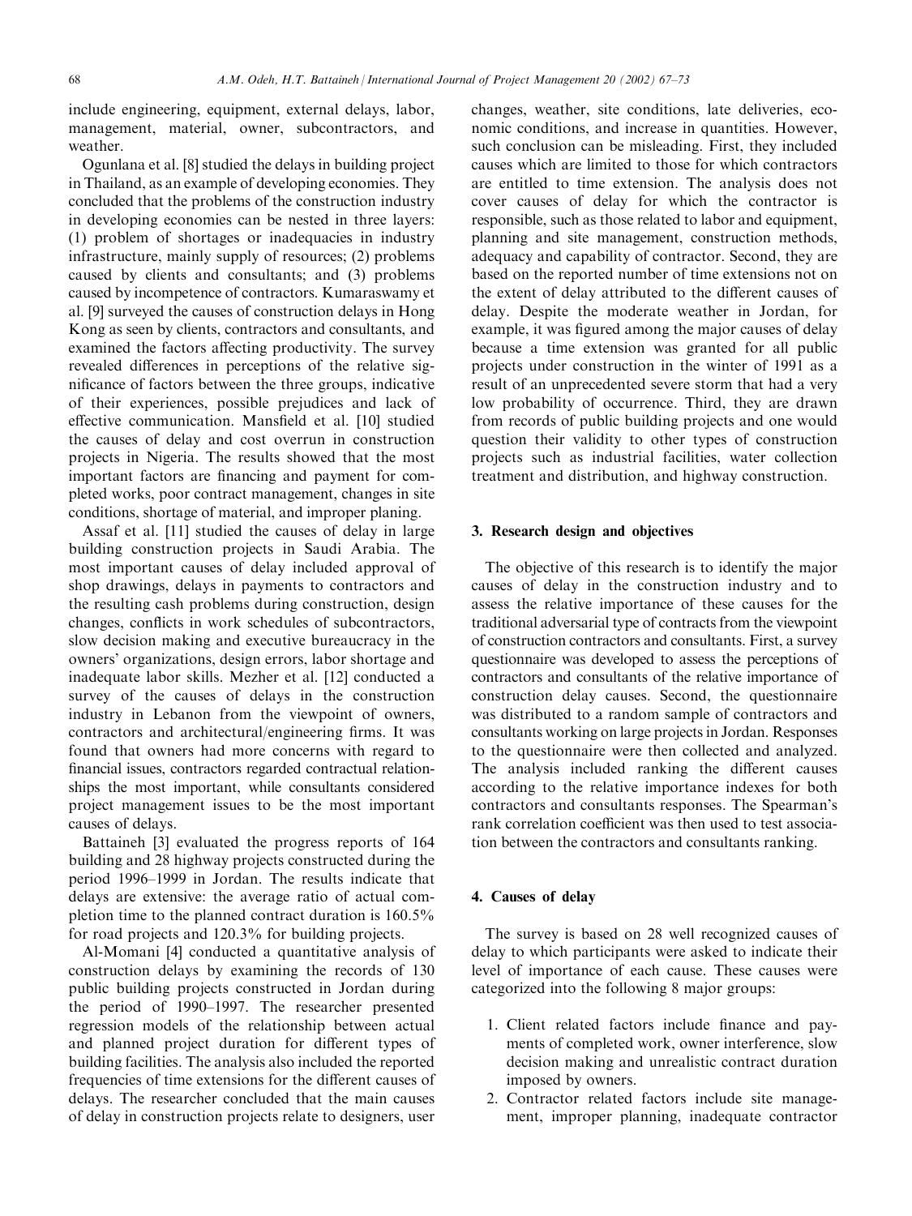include engineering, equipment, external delays, labor, management, material, owner, subcontractors, and weather.

Ogunlana et al. [8] studied the delays in building project in Thailand, as an example of developing economies. They concluded that the problems of the construction industry in developing economies can be nested in three layers: (1) problem of shortages or inadequacies in industry infrastructure, mainly supply of resources; (2) problems caused by clients and consultants; and (3) problems caused by incompetence of contractors. Kumaraswamy et al. [9] surveyed the causes of construction delays in Hong Kong as seen by clients, contractors and consultants, and examined the factors affecting productivity. The survey revealed differences in perceptions of the relative significance of factors between the three groups, indicative of their experiences, possible prejudices and lack of effective communication. Mansfield et al. [10] studied the causes of delay and cost overrun in construction projects in Nigeria. The results showed that the most important factors are financing and payment for completed works, poor contract management, changes in site conditions, shortage of material, and improper planing.

Assaf et al. [11] studied the causes of delay in large building construction projects in Saudi Arabia. The most important causes of delay included approval of shop drawings, delays in payments to contractors and the resulting cash problems during construction, design changes, conflicts in work schedules of subcontractors, slow decision making and executive bureaucracy in the owners' organizations, design errors, labor shortage and inadequate labor skills. Mezher et al. [12] conducted a survey of the causes of delays in the construction industry in Lebanon from the viewpoint of owners, contractors and architectural/engineering firms. It was found that owners had more concerns with regard to financial issues, contractors regarded contractual relationships the most important, while consultants considered project management issues to be the most important causes of delays.

Battaineh [3] evaluated the progress reports of 164 building and 28 highway projects constructed during the period 1996–1999 in Jordan. The results indicate that delays are extensive: the average ratio of actual completion time to the planned contract duration is 160.5% for road projects and 120.3% for building projects.

Al-Momani [4] conducted a quantitative analysis of construction delays by examining the records of 130 public building projects constructed in Jordan during the period of 1990–1997. The researcher presented regression models of the relationship between actual and planned project duration for different types of building facilities. The analysis also included the reported frequencies of time extensions for the different causes of delays. The researcher concluded that the main causes of delay in construction projects relate to designers, user changes, weather, site conditions, late deliveries, economic conditions, and increase in quantities. However, such conclusion can be misleading. First, they included causes which are limited to those for which contractors are entitled to time extension. The analysis does not cover causes of delay for which the contractor is responsible, such as those related to labor and equipment, planning and site management, construction methods, adequacy and capability of contractor. Second, they are based on the reported number of time extensions not on the extent of delay attributed to the different causes of delay. Despite the moderate weather in Jordan, for example, it was figured among the major causes of delay because a time extension was granted for all public projects under construction in the winter of 1991 as a result of an unprecedented severe storm that had a very low probability of occurrence. Third, they are drawn from records of public building projects and one would question their validity to other types of construction projects such as industrial facilities, water collection treatment and distribution, and highway construction.

## 3. Research design and objectives

The objective of this research is to identify the major causes of delay in the construction industry and to assess the relative importance of these causes for the traditional adversarial type of contracts from the viewpoint of construction contractors and consultants. First, a survey questionnaire was developed to assess the perceptions of contractors and consultants of the relative importance of construction delay causes. Second, the questionnaire was distributed to a random sample of contractors and consultants working on large projects in Jordan. Responses to the questionnaire were then collected and analyzed. The analysis included ranking the different causes according to the relative importance indexes for both contractors and consultants responses. The Spearman's rank correlation coefficient was then used to test association between the contractors and consultants ranking.

## 4. Causes of delay

The survey is based on 28 well recognized causes of delay to which participants were asked to indicate their level of importance of each cause. These causes were categorized into the following 8 major groups:

1. Client related factors include finance and payments of completed work, owner interference, slow decision making and unrealistic contract duration imposed by owners.
2. Contractor related factors include site management, improper planning, inadequate contractor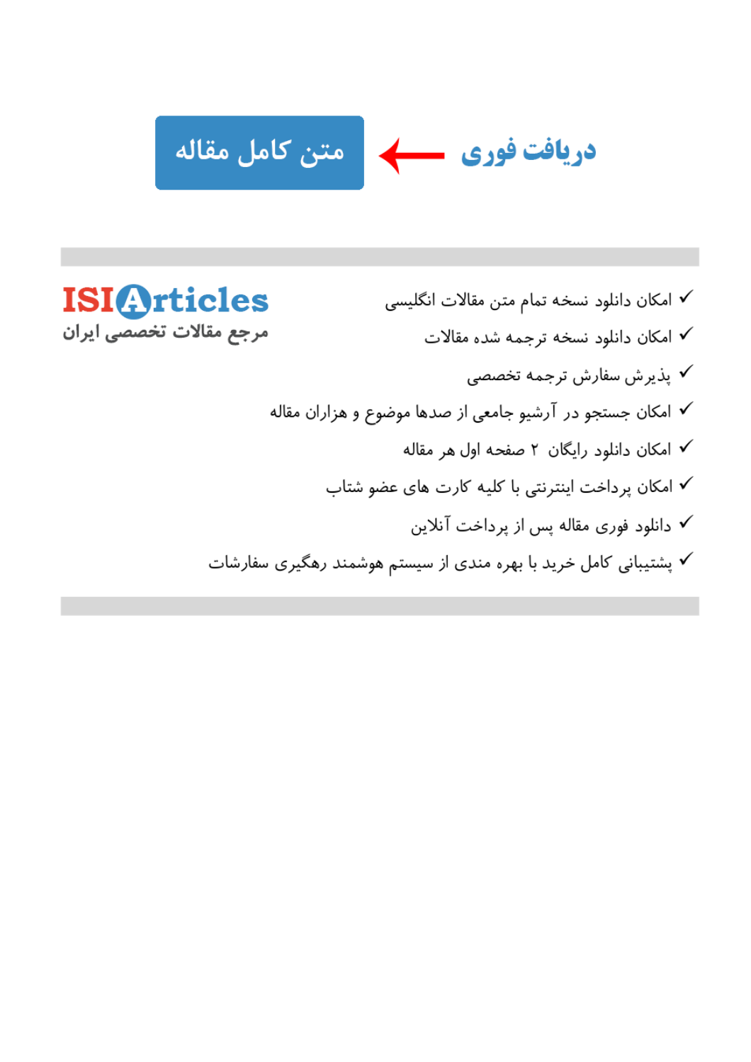دریافت فوری ← **متن کامل مقاله**

**ISIArticles**
مرجع مقالات تخصصی ایران

- ✓ امکان دانلود نسخه تمام متن مقالات انگلیسی
- ✓ امکان دانلود نسخه ترجمه شده مقالات
- ✓ پذیرش سفارش ترجمه تخصصی
- ✓ امکان جستجو در آرشیو جامعی از صدها موضوع و هزاران مقاله
- ✓ امکان دانلود رایگان ۲ صفحه اول هر مقاله
- ✓ امکان پرداخت اینترنتی با کلیه کارت های عضو شتاب
- ✓ دانلود فوری مقاله پس از پرداخت آنلاین
- ✓ پشتیبانی کامل خرید با بهره مندی از سیستم هوشمند رهگیری سفارشات